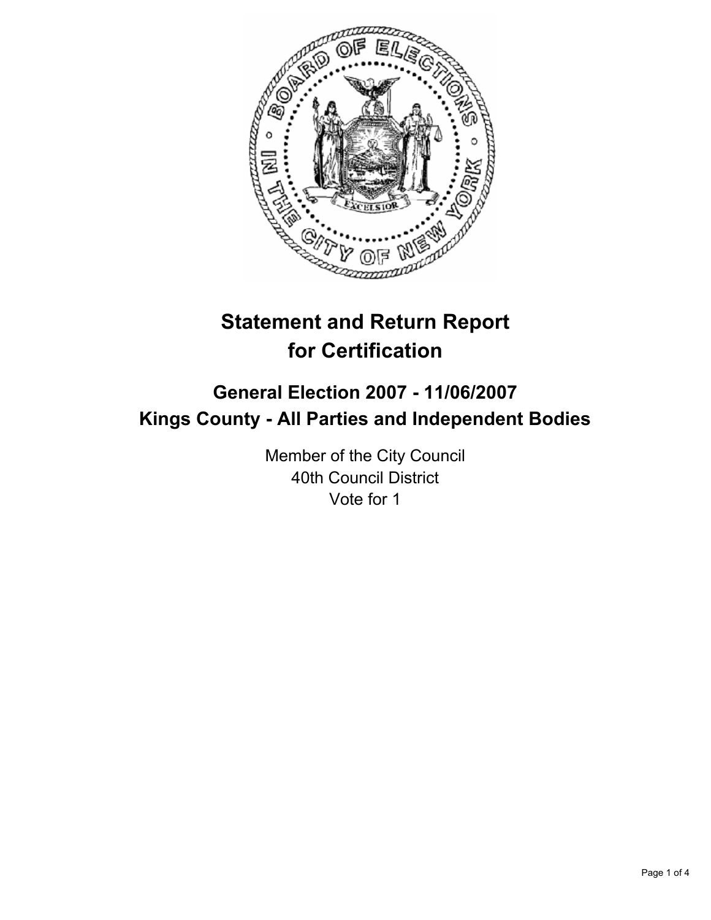# Statement and Return Report for Certification

## General Election 2007 - 11/06/2007
## Kings County - All Parties and Independent Bodies

Member of the City Council
40th Council District
Vote for 1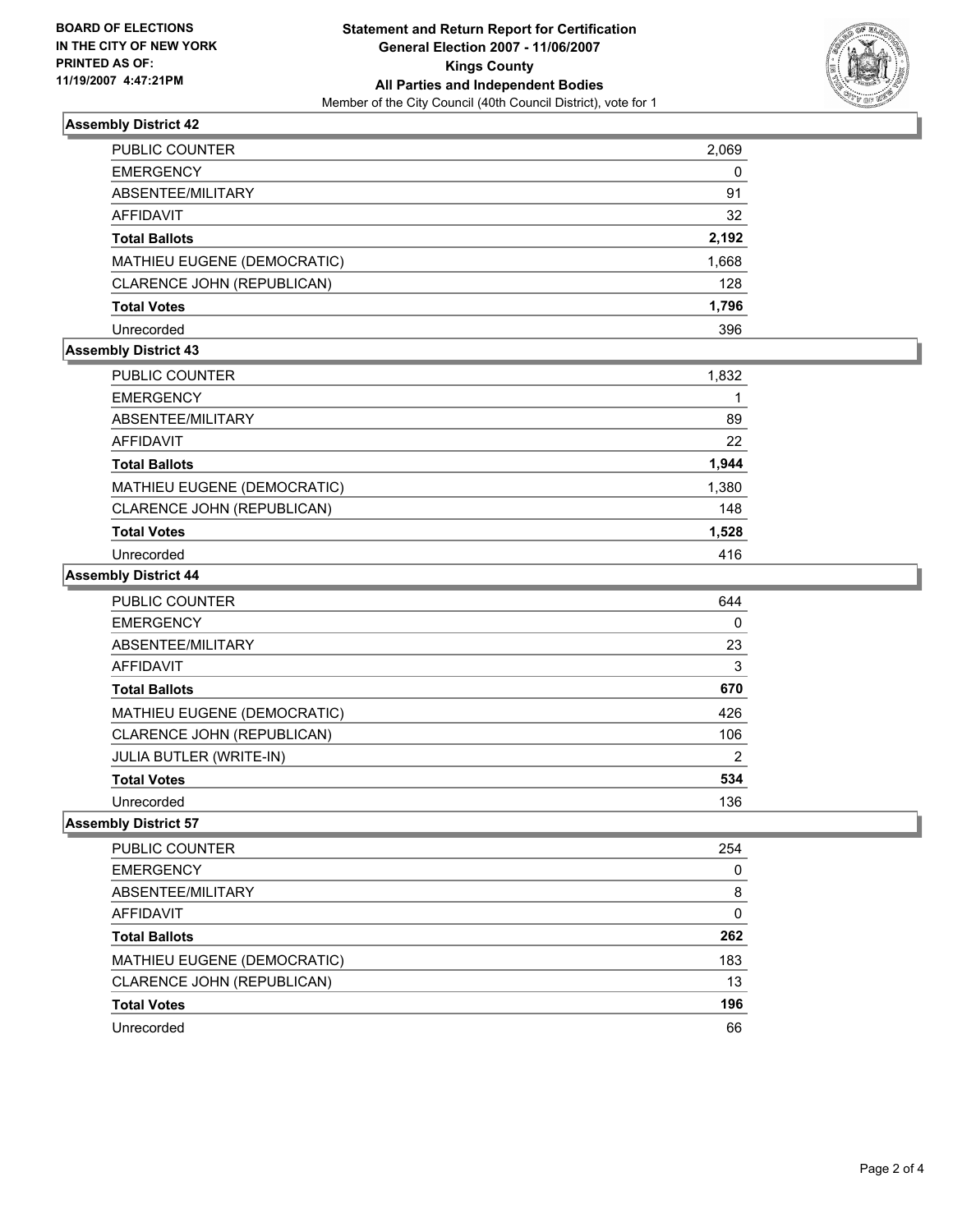**BOARD OF ELECTIONS IN THE CITY OF NEW YORK PRINTED AS OF: 11/19/2007 4:47:21PM**

# Statement and Return Report for Certification
## General Election 2007 - 11/06/2007
## Kings County
## All Parties and Independent Bodies

Member of the City Council (40th Council District), vote for 1

### Assembly District 42

| | |
|---|---|
| PUBLIC COUNTER | 2,069 |
| EMERGENCY | 0 |
| ABSENTEE/MILITARY | 91 |
| AFFIDAVIT | 32 |
| **Total Ballots** | **2,192** |
| MATHIEU EUGENE (DEMOCRATIC) | 1,668 |
| CLARENCE JOHN (REPUBLICAN) | 128 |
| **Total Votes** | **1,796** |
| Unrecorded | 396 |

### Assembly District 43

| | |
|---|---|
| PUBLIC COUNTER | 1,832 |
| EMERGENCY | 1 |
| ABSENTEE/MILITARY | 89 |
| AFFIDAVIT | 22 |
| **Total Ballots** | **1,944** |
| MATHIEU EUGENE (DEMOCRATIC) | 1,380 |
| CLARENCE JOHN (REPUBLICAN) | 148 |
| **Total Votes** | **1,528** |
| Unrecorded | 416 |

### Assembly District 44

| | |
|---|---|
| PUBLIC COUNTER | 644 |
| EMERGENCY | 0 |
| ABSENTEE/MILITARY | 23 |
| AFFIDAVIT | 3 |
| **Total Ballots** | **670** |
| MATHIEU EUGENE (DEMOCRATIC) | 426 |
| CLARENCE JOHN (REPUBLICAN) | 106 |
| JULIA BUTLER (WRITE-IN) | 2 |
| **Total Votes** | **534** |
| Unrecorded | 136 |

### Assembly District 57

| | |
|---|---|
| PUBLIC COUNTER | 254 |
| EMERGENCY | 0 |
| ABSENTEE/MILITARY | 8 |
| AFFIDAVIT | 0 |
| **Total Ballots** | **262** |
| MATHIEU EUGENE (DEMOCRATIC) | 183 |
| CLARENCE JOHN (REPUBLICAN) | 13 |
| **Total Votes** | **196** |
| Unrecorded | 66 |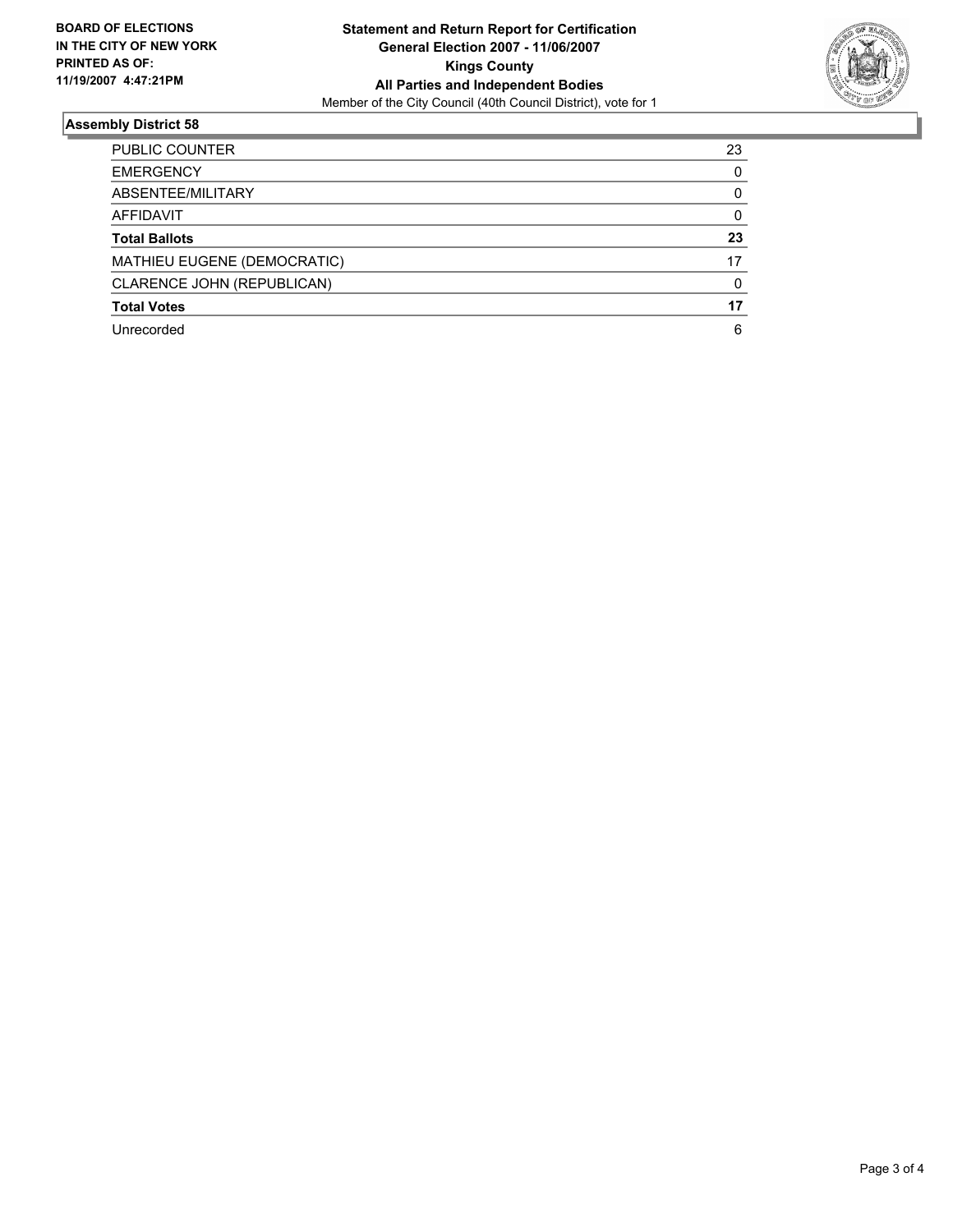**BOARD OF ELECTIONS IN THE CITY OF NEW YORK PRINTED AS OF: 11/19/2007 4:47:21PM**

**Statement and Return Report for Certification**
**General Election 2007 - 11/06/2007**
**Kings County**
**All Parties and Independent Bodies**
Member of the City Council (40th Council District), vote for 1

### Assembly District 58

| | |
|---|---|
| PUBLIC COUNTER | 23 |
| EMERGENCY | 0 |
| ABSENTEE/MILITARY | 0 |
| AFFIDAVIT | 0 |
| **Total Ballots** | **23** |
| MATHIEU EUGENE (DEMOCRATIC) | 17 |
| CLARENCE JOHN (REPUBLICAN) | 0 |
| **Total Votes** | **17** |
| Unrecorded | 6 |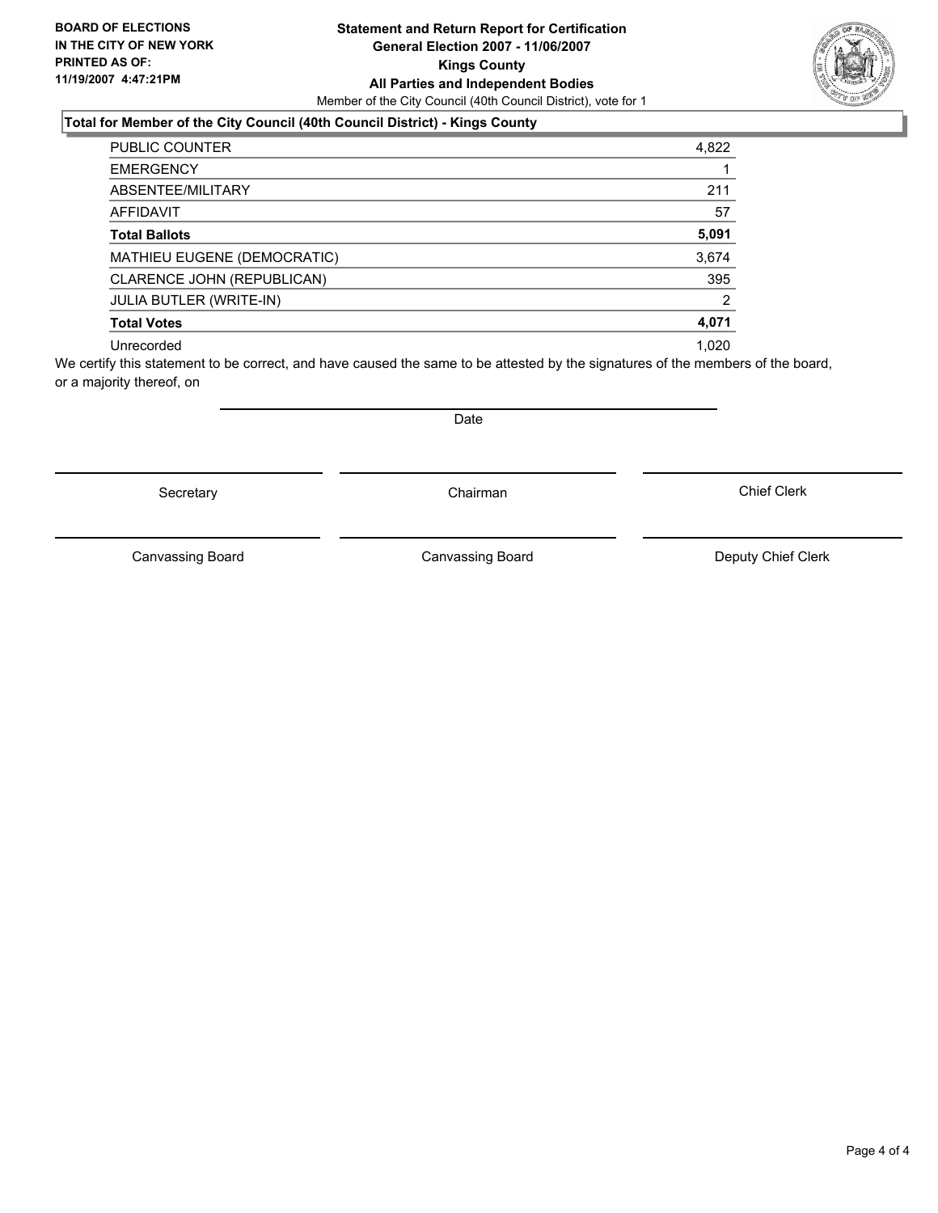**BOARD OF ELECTIONS IN THE CITY OF NEW YORK PRINTED AS OF: 11/19/2007 4:47:21PM**

**Statement and Return Report for Certification**
**General Election 2007 - 11/06/2007**
**Kings County**
**All Parties and Independent Bodies**
Member of the City Council (40th Council District), vote for 1

## Total for Member of the City Council (40th Council District) - Kings County

| | |
|---|---|
| PUBLIC COUNTER | 4,822 |
| EMERGENCY | 1 |
| ABSENTEE/MILITARY | 211 |
| AFFIDAVIT | 57 |
| **Total Ballots** | **5,091** |
| MATHIEU EUGENE (DEMOCRATIC) | 3,674 |
| CLARENCE JOHN (REPUBLICAN) | 395 |
| JULIA BUTLER (WRITE-IN) | 2 |
| **Total Votes** | **4,071** |
| Unrecorded | 1,020 |

We certify this statement to be correct, and have caused the same to be attested by the signatures of the members of the board, or a majority thereof, on

Date

Secretary

Chairman

Chief Clerk

Canvassing Board

Canvassing Board

Deputy Chief Clerk